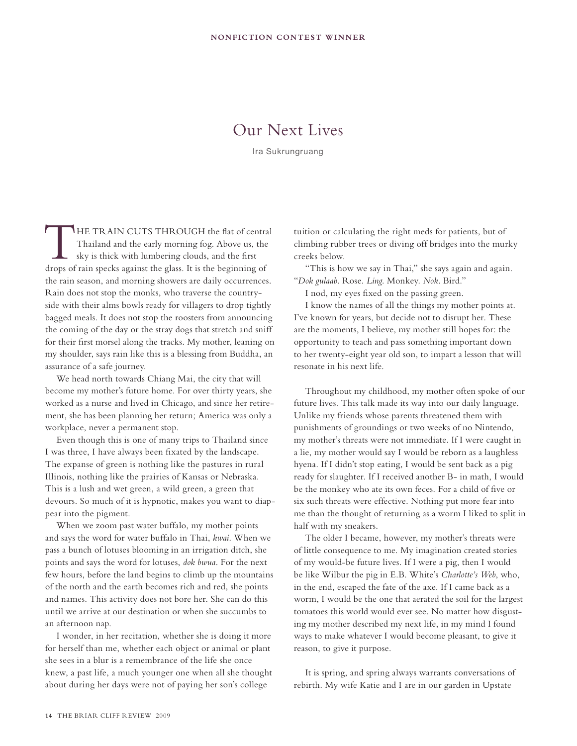NONFICTION CONTEST WINNER

# Our Next Lives

Ira Sukrungruang

THE TRAIN CUTS THROUGH the flat of central Thailand and the early morning fog. Above us, the sky is thick with lumbering clouds, and the first drops of rain specks against the glass. It is the beginning of the rain season, and morning showers are daily occurrences. Rain does not stop the monks, who traverse the countryside with their alms bowls ready for villagers to drop tightly bagged meals. It does not stop the roosters from announcing the coming of the day or the stray dogs that stretch and sniff for their first morsel along the tracks. My mother, leaning on my shoulder, says rain like this is a blessing from Buddha, an assurance of a safe journey.

We head north towards Chiang Mai, the city that will become my mother's future home. For over thirty years, she worked as a nurse and lived in Chicago, and since her retirement, she has been planning her return; America was only a workplace, never a permanent stop.

Even though this is one of many trips to Thailand since I was three, I have always been fixated by the landscape. The expanse of green is nothing like the pastures in rural Illinois, nothing like the prairies of Kansas or Nebraska. This is a lush and wet green, a wild green, a green that devours. So much of it is hypnotic, makes you want to diappear into the pigment.

When we zoom past water buffalo, my mother points and says the word for water buffalo in Thai, *kwai*. When we pass a bunch of lotuses blooming in an irrigation ditch, she points and says the word for lotuses, *dok bwua*. For the next few hours, before the land begins to climb up the mountains of the north and the earth becomes rich and red, she points and names. This activity does not bore her. She can do this until we arrive at our destination or when she succumbs to an afternoon nap.

I wonder, in her recitation, whether she is doing it more for herself than me, whether each object or animal or plant she sees in a blur is a remembrance of the life she once knew, a past life, a much younger one when all she thought about during her days were not of paying her son's college tuition or calculating the right meds for patients, but of climbing rubber trees or diving off bridges into the murky creeks below.

"This is how we say in Thai," she says again and again. "*Dok gulaab*. Rose. *Ling*. Monkey. *Nok*. Bird."

I nod, my eyes fixed on the passing green.

I know the names of all the things my mother points at. I've known for years, but decide not to disrupt her. These are the moments, I believe, my mother still hopes for: the opportunity to teach and pass something important down to her twenty-eight year old son, to impart a lesson that will resonate in his next life.

Throughout my childhood, my mother often spoke of our future lives. This talk made its way into our daily language. Unlike my friends whose parents threatened them with punishments of groundings or two weeks of no Nintendo, my mother's threats were not immediate. If I were caught in a lie, my mother would say I would be reborn as a laughless hyena. If I didn't stop eating, I would be sent back as a pig ready for slaughter. If I received another B- in math, I would be the monkey who ate its own feces. For a child of five or six such threats were effective. Nothing put more fear into me than the thought of returning as a worm I liked to split in half with my sneakers.

The older I became, however, my mother's threats were of little consequence to me. My imagination created stories of my would-be future lives. If I were a pig, then I would be like Wilbur the pig in E.B. White's *Charlotte's Web*, who, in the end, escaped the fate of the axe. If I came back as a worm, I would be the one that aerated the soil for the largest tomatoes this world would ever see. No matter how disgusting my mother described my next life, in my mind I found ways to make whatever I would become pleasant, to give it reason, to give it purpose.

It is spring, and spring always warrants conversations of rebirth. My wife Katie and I are in our garden in Upstate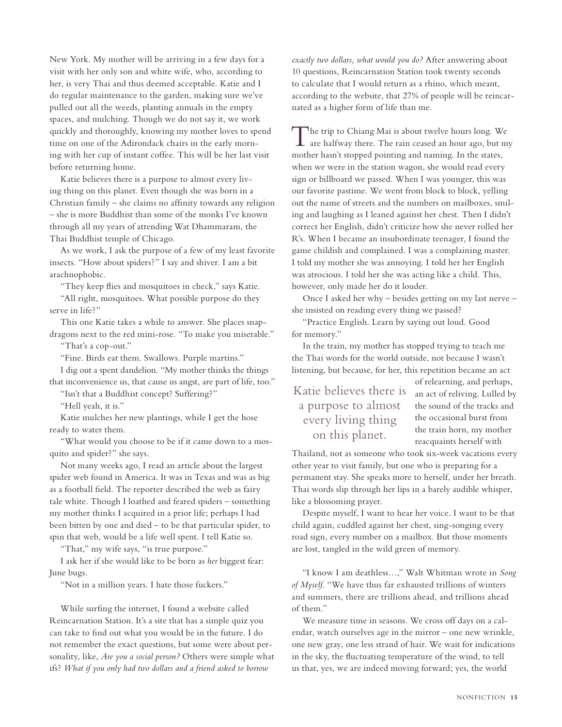New York. My mother will be arriving in a few days for a visit with her only son and white wife, who, according to her, is very Thai and thus deemed acceptable. Katie and I do regular maintenance to the garden, making sure we've pulled out all the weeds, planting annuals in the empty spaces, and mulching. Though we do not say it, we work quickly and thoroughly, knowing my mother loves to spend time on one of the Adirondack chairs in the early morning with her cup of instant coffee. This will be her last visit before returning home.

Katie believes there is a purpose to almost every living thing on this planet. Even though she was born in a Christian family – she claims no affinity towards any religion – she is more Buddhist than some of the monks I've known through all my years of attending Wat Dhammaram, the Thai Buddhist temple of Chicago.

As we work, I ask the purpose of a few of my least favorite insects. "How about spiders?" I say and shiver. I am a bit arachnophobic.

"They keep flies and mosquitoes in check," says Katie.

"All right, mosquitoes. What possible purpose do they serve in life?"

This one Katie takes a while to answer. She places snapdragons next to the red mini-rose. "To make you miserable."

"That's a cop-out."

"Fine. Birds eat them. Swallows. Purple martins."

I dig out a spent dandelion. "My mother thinks the things that inconvenience us, that cause us angst, are part of life, too."

"Isn't that a Buddhist concept? Suffering?"

"Hell yeah, it is."

Katie mulches her new plantings, while I get the hose ready to water them.

"What would you choose to be if it came down to a mosquito and spider?" she says.

Not many weeks ago, I read an article about the largest spider web found in America. It was in Texas and was as big as a football field. The reporter described the web as fairy tale white. Though I loathed and feared spiders – something my mother thinks I acquired in a prior life; perhaps I had been bitten by one and died – to be that particular spider, to spin that web, would be a life well spent. I tell Katie so.

"That," my wife says, "is true purpose."

I ask her if she would like to be born as *her* biggest fear: June bugs.

"Not in a million years. I hate those fuckers."

While surfing the internet, I found a website called Reincarnation Station. It's a site that has a simple quiz you can take to find out what you would be in the future. I do not remember the exact questions, but some were about personality, like, *Are you a social person?* Others were simple what ifs? *What if you only had two dollars and a friend asked to borrow exactly two dollars, what would you do?* After answering about 10 questions, Reincarnation Station took twenty seconds to calculate that I would return as a rhino, which meant, according to the website, that 27% of people will be reincarnated as a higher form of life than me.

The trip to Chiang Mai is about twelve hours long. We are halfway there. The rain ceased an hour ago, but my mother hasn't stopped pointing and naming. In the states, when we were in the station wagon, she would read every sign or billboard we passed. When I was younger, this was our favorite pastime. We went from block to block, yelling out the name of streets and the numbers on mailboxes, smiling and laughing as I leaned against her chest. Then I didn't correct her English, didn't criticize how she never rolled her R's. When I became an insubordinate teenager, I found the game childish and complained. I was a complaining master. I told my mother she was annoying. I told her her English was atrocious. I told her she was acting like a child. This, however, only made her do it louder.

Once I asked her why – besides getting on my last nerve – she insisted on reading every thing we passed?

"Practice English. Learn by saying out loud. Good for memory."

In the train, my mother has stopped trying to teach me the Thai words for the world outside, not because I wasn't listening, but because, for her, this repetition became an act of relearning, and perhaps, an act of reliving. Lulled by the sound of the tracks and the occasional burst from the train horn, my mother reacquaints herself with Thailand, not as someone who took six-week vacations every other year to visit family, but one who is preparing for a permanent stay. She speaks more to herself, under her breath. Thai words slip through her lips in a barely audible whisper, like a blossoming prayer.

> Katie believes there is a purpose to almost every living thing on this planet.

Despite myself, I want to hear her voice. I want to be that child again, cuddled against her chest, sing-songing every road sign, every number on a mailbox. But those moments are lost, tangled in the wild green of memory.

"I know I am deathless…," Walt Whitman wrote in *Song of Myself*. "We have thus far exhausted trillions of winters and summers, there are trillions ahead, and trillions ahead of them."

We measure time in seasons. We cross off days on a calendar, watch ourselves age in the mirror – one new wrinkle, one new gray, one less strand of hair. We wait for indications in the sky, the fluctuating temperature of the wind, to tell us that, yes, we are indeed moving forward; yes, the world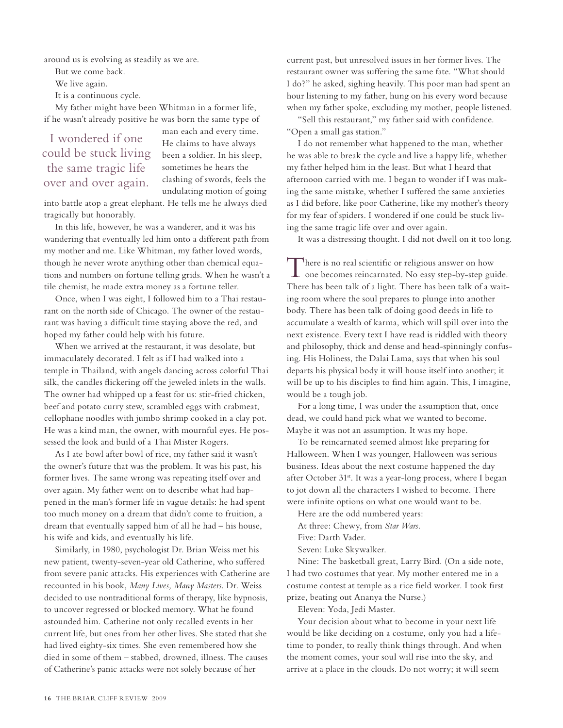around us is evolving as steadily as we are.

But we come back.

We live again.

It is a continuous cycle.

My father might have been Whitman in a former life, if he wasn't already positive he was born the same type of man each and every time. He claims to have always been a soldier. In his sleep, sometimes he hears the clashing of swords, feels the undulating motion of going into battle atop a great elephant. He tells me he always died tragically but honorably.

> I wondered if one could be stuck living the same tragic life over and over again.

In this life, however, he was a wanderer, and it was his wandering that eventually led him onto a different path from my mother and me. Like Whitman, my father loved words, though he never wrote anything other than chemical equations and numbers on fortune telling grids. When he wasn't a tile chemist, he made extra money as a fortune teller.

Once, when I was eight, I followed him to a Thai restaurant on the north side of Chicago. The owner of the restaurant was having a difficult time staying above the red, and hoped my father could help with his future.

When we arrived at the restaurant, it was desolate, but immaculately decorated. I felt as if I had walked into a temple in Thailand, with angels dancing across colorful Thai silk, the candles flickering off the jeweled inlets in the walls. The owner had whipped up a feast for us: stir-fried chicken, beef and potato curry stew, scrambled eggs with crabmeat, cellophane noodles with jumbo shrimp cooked in a clay pot. He was a kind man, the owner, with mournful eyes. He possessed the look and build of a Thai Mister Rogers.

As I ate bowl after bowl of rice, my father said it wasn't the owner's future that was the problem. It was his past, his former lives. The same wrong was repeating itself over and over again. My father went on to describe what had happened in the man's former life in vague details: he had spent too much money on a dream that didn't come to fruition, a dream that eventually sapped him of all he had – his house, his wife and kids, and eventually his life.

Similarly, in 1980, psychologist Dr. Brian Weiss met his new patient, twenty-seven-year old Catherine, who suffered from severe panic attacks. His experiences with Catherine are recounted in his book, *Many Lives, Many Masters*. Dr. Weiss decided to use nontraditional forms of therapy, like hypnosis, to uncover regressed or blocked memory. What he found astounded him. Catherine not only recalled events in her current life, but ones from her other lives. She stated that she had lived eighty-six times. She even remembered how she died in some of them – stabbed, drowned, illness. The causes of Catherine's panic attacks were not solely because of her current past, but unresolved issues in her former lives. The restaurant owner was suffering the same fate. "What should I do?" he asked, sighing heavily. This poor man had spent an hour listening to my father, hung on his every word because when my father spoke, excluding my mother, people listened.

"Sell this restaurant," my father said with confidence. "Open a small gas station."

I do not remember what happened to the man, whether he was able to break the cycle and live a happy life, whether my father helped him in the least. But what I heard that afternoon carried with me. I began to wonder if I was making the same mistake, whether I suffered the same anxieties as I did before, like poor Catherine, like my mother's theory for my fear of spiders. I wondered if one could be stuck living the same tragic life over and over again.

It was a distressing thought. I did not dwell on it too long.

There is no real scientific or religious answer on how one becomes reincarnated. No easy step-by-step guide. There has been talk of a light. There has been talk of a waiting room where the soul prepares to plunge into another body. There has been talk of doing good deeds in life to accumulate a wealth of karma, which will spill over into the next existence. Every text I have read is riddled with theory and philosophy, thick and dense and head-spinningly confusing. His Holiness, the Dalai Lama, says that when his soul departs his physical body it will house itself into another; it will be up to his disciples to find him again. This, I imagine, would be a tough job.

For a long time, I was under the assumption that, once dead, we could hand pick what we wanted to become. Maybe it was not an assumption. It was my hope.

To be reincarnated seemed almost like preparing for Halloween. When I was younger, Halloween was serious business. Ideas about the next costume happened the day after October 31st. It was a year-long process, where I began to jot down all the characters I wished to become. There were infinite options on what one would want to be.

Here are the odd numbered years:

At three: Chewy, from *Star Wars*.

Five: Darth Vader.

Seven: Luke Skywalker.

Nine: The basketball great, Larry Bird. (On a side note, I had two costumes that year. My mother entered me in a costume contest at temple as a rice field worker. I took first prize, beating out Ananya the Nurse.)

Eleven: Yoda, Jedi Master.

Your decision about what to become in your next life would be like deciding on a costume, only you had a lifetime to ponder, to really think things through. And when the moment comes, your soul will rise into the sky, and arrive at a place in the clouds. Do not worry; it will seem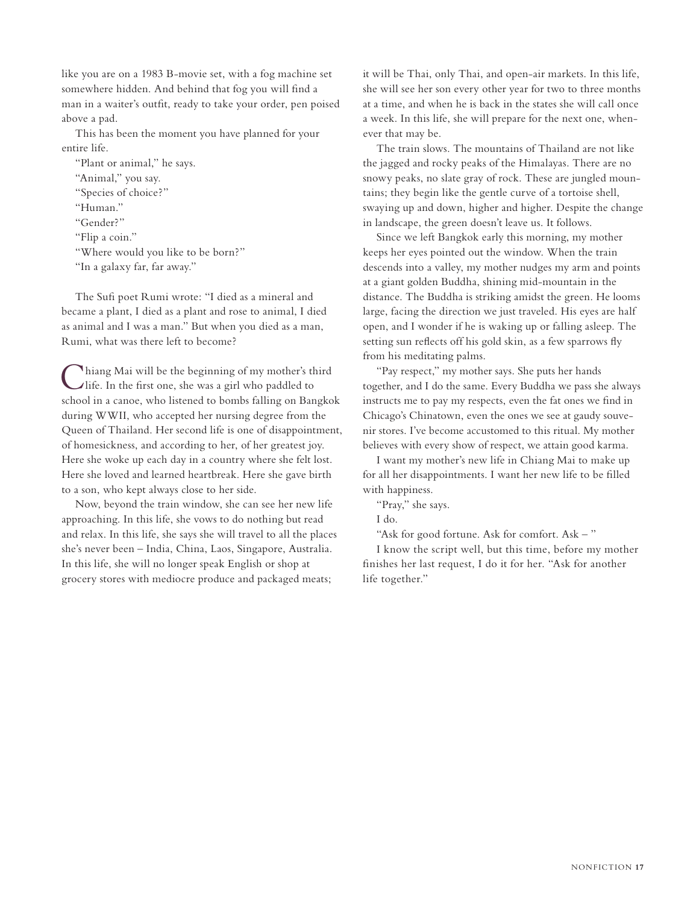like you are on a 1983 B-movie set, with a fog machine set somewhere hidden. And behind that fog you will find a man in a waiter's outfit, ready to take your order, pen poised above a pad.

This has been the moment you have planned for your entire life.

"Plant or animal," he says.

"Animal," you say.

"Species of choice?"

"Human."

"Gender?"

"Flip a coin."

"Where would you like to be born?"

"In a galaxy far, far away."

The Sufi poet Rumi wrote: "I died as a mineral and became a plant, I died as a plant and rose to animal, I died as animal and I was a man." But when you died as a man, Rumi, what was there left to become?

Chiang Mai will be the beginning of my mother's third life. In the first one, she was a girl who paddled to school in a canoe, who listened to bombs falling on Bangkok during WWII, who accepted her nursing degree from the Queen of Thailand. Her second life is one of disappointment, of homesickness, and according to her, of her greatest joy. Here she woke up each day in a country where she felt lost. Here she loved and learned heartbreak. Here she gave birth to a son, who kept always close to her side.

Now, beyond the train window, she can see her new life approaching. In this life, she vows to do nothing but read and relax. In this life, she says she will travel to all the places she's never been – India, China, Laos, Singapore, Australia. In this life, she will no longer speak English or shop at grocery stores with mediocre produce and packaged meats; it will be Thai, only Thai, and open-air markets. In this life, she will see her son every other year for two to three months at a time, and when he is back in the states she will call once a week. In this life, she will prepare for the next one, whenever that may be.

The train slows. The mountains of Thailand are not like the jagged and rocky peaks of the Himalayas. There are no snowy peaks, no slate gray of rock. These are jungled mountains; they begin like the gentle curve of a tortoise shell, swaying up and down, higher and higher. Despite the change in landscape, the green doesn't leave us. It follows.

Since we left Bangkok early this morning, my mother keeps her eyes pointed out the window. When the train descends into a valley, my mother nudges my arm and points at a giant golden Buddha, shining mid-mountain in the distance. The Buddha is striking amidst the green. He looms large, facing the direction we just traveled. His eyes are half open, and I wonder if he is waking up or falling asleep. The setting sun reflects off his gold skin, as a few sparrows fly from his meditating palms.

"Pay respect," my mother says. She puts her hands together, and I do the same. Every Buddha we pass she always instructs me to pay my respects, even the fat ones we find in Chicago's Chinatown, even the ones we see at gaudy souvenir stores. I've become accustomed to this ritual. My mother believes with every show of respect, we attain good karma.

I want my mother's new life in Chiang Mai to make up for all her disappointments. I want her new life to be filled with happiness.

"Pray," she says.

I do.

"Ask for good fortune. Ask for comfort. Ask – "

I know the script well, but this time, before my mother finishes her last request, I do it for her. "Ask for another life together."